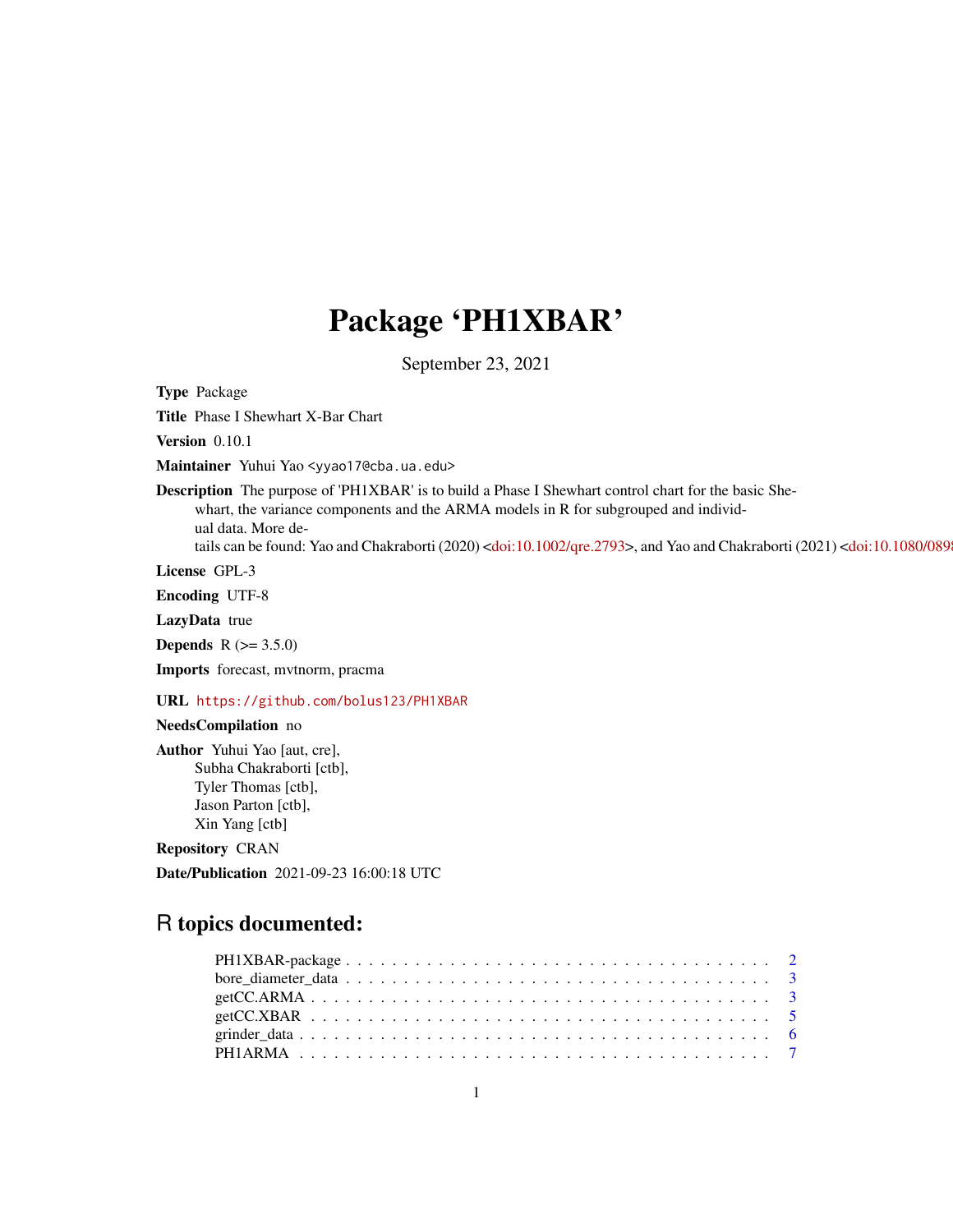# Package 'PH1XBAR'

September 23, 2021

**Type** Package

**Title** Phase I Shewhart X-Bar Chart

**Version** 0.10.1

**Maintainer** Yuhui Yao <yyao17@cba.ua.edu>

**Description** The purpose of 'PH1XBAR' is to build a Phase I Shewhart control chart for the basic Shewhart, the variance components and the ARMA models in R for subgrouped and individual data. More details can be found: Yao and Chakraborti (2020) <doi:10.1002/qre.2793>, and Yao and Chakraborti (2021) <doi:10.1080/0898

**License** GPL-3

**Encoding** UTF-8

**LazyData** true

**Depends** R (>= 3.5.0)

**Imports** forecast, mvtnorm, pracma

**URL** https://github.com/bolus123/PH1XBAR

**NeedsCompilation** no

**Author** Yuhui Yao [aut, cre],
Subha Chakraborti [ctb],
Tyler Thomas [ctb],
Jason Parton [ctb],
Xin Yang [ctb]

**Repository** CRAN

**Date/Publication** 2021-09-23 16:00:18 UTC

## R topics documented:

- PH1XBAR-package . . . . . . . . . . . . . . . . . . . . . . . . . . . . . . . . . . . . . 2
- bore_diameter_data . . . . . . . . . . . . . . . . . . . . . . . . . . . . . . . . . . . . . 3
- getCC.ARMA . . . . . . . . . . . . . . . . . . . . . . . . . . . . . . . . . . . . . . . . 3
- getCC.XBAR . . . . . . . . . . . . . . . . . . . . . . . . . . . . . . . . . . . . . . . . 5
- grinder_data . . . . . . . . . . . . . . . . . . . . . . . . . . . . . . . . . . . . . . . . 6
- PH1ARMA . . . . . . . . . . . . . . . . . . . . . . . . . . . . . . . . . . . . . . . . . 7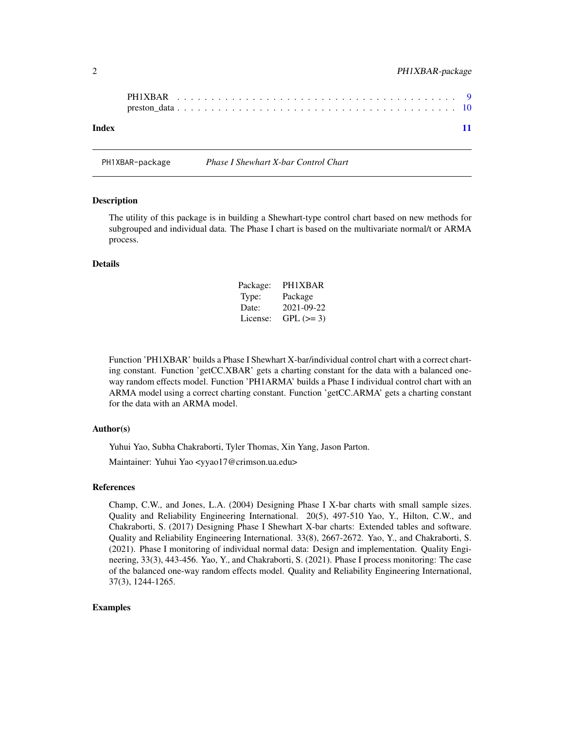PH1XBAR . . . . . . . . . . . . . . . . . . . . . . . . . . . . . . . . . . . . . . 9
preston_data . . . . . . . . . . . . . . . . . . . . . . . . . . . . . . . . . . . . . 10

**Index** **11**

---

PH1XBAR-package *Phase I Shewhart X-bar Control Chart*

---

### Description

The utility of this package is in building a Shewhart-type control chart based on new methods for subgrouped and individual data. The Phase I chart is based on the multivariate normal/t or ARMA process.

### Details

| | |
|---|---|
| Package: | PH1XBAR |
| Type: | Package |
| Date: | 2021-09-22 |
| License: | GPL (>= 3) |

Function 'PH1XBAR' builds a Phase I Shewhart X-bar/individual control chart with a correct charting constant. Function 'getCC.XBAR' gets a charting constant for the data with a balanced one-way random effects model. Function 'PH1ARMA' builds a Phase I individual control chart with an ARMA model using a correct charting constant. Function 'getCC.ARMA' gets a charting constant for the data with an ARMA model.

### Author(s)

Yuhui Yao, Subha Chakraborti, Tyler Thomas, Xin Yang, Jason Parton.

Maintainer: Yuhui Yao <yyao17@crimson.ua.edu>

### References

Champ, C.W., and Jones, L.A. (2004) Designing Phase I X-bar charts with small sample sizes. Quality and Reliability Engineering International. 20(5), 497-510 Yao, Y., Hilton, C.W., and Chakraborti, S. (2017) Designing Phase I Shewhart X-bar charts: Extended tables and software. Quality and Reliability Engineering International. 33(8), 2667-2672. Yao, Y., and Chakraborti, S. (2021). Phase I monitoring of individual normal data: Design and implementation. Quality Engineering, 33(3), 443-456. Yao, Y., and Chakraborti, S. (2021). Phase I process monitoring: The case of the balanced one-way random effects model. Quality and Reliability Engineering International, 37(3), 1244-1265.

### Examples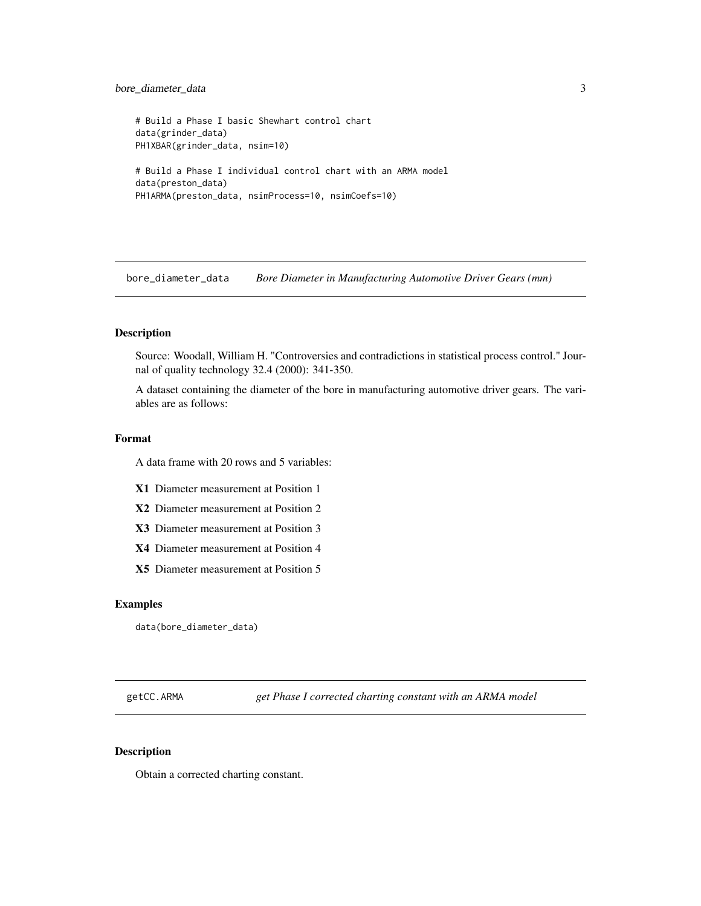```
# Build a Phase I basic Shewhart control chart
data(grinder_data)
PH1XBAR(grinder_data, nsim=10)

# Build a Phase I individual control chart with an ARMA model
data(preston_data)
PH1ARMA(preston_data, nsimProcess=10, nsimCoefs=10)
```

## bore_diameter_data    *Bore Diameter in Manufacturing Automotive Driver Gears (mm)*

### Description

Source: Woodall, William H. "Controversies and contradictions in statistical process control." Journal of quality technology 32.4 (2000): 341-350.

A dataset containing the diameter of the bore in manufacturing automotive driver gears. The variables are as follows:

### Format

A data frame with 20 rows and 5 variables:

- **X1** Diameter measurement at Position 1
- **X2** Diameter measurement at Position 2
- **X3** Diameter measurement at Position 3
- **X4** Diameter measurement at Position 4
- **X5** Diameter measurement at Position 5

### Examples

```
data(bore_diameter_data)
```

## getCC.ARMA    *get Phase I corrected charting constant with an ARMA model*

### Description

Obtain a corrected charting constant.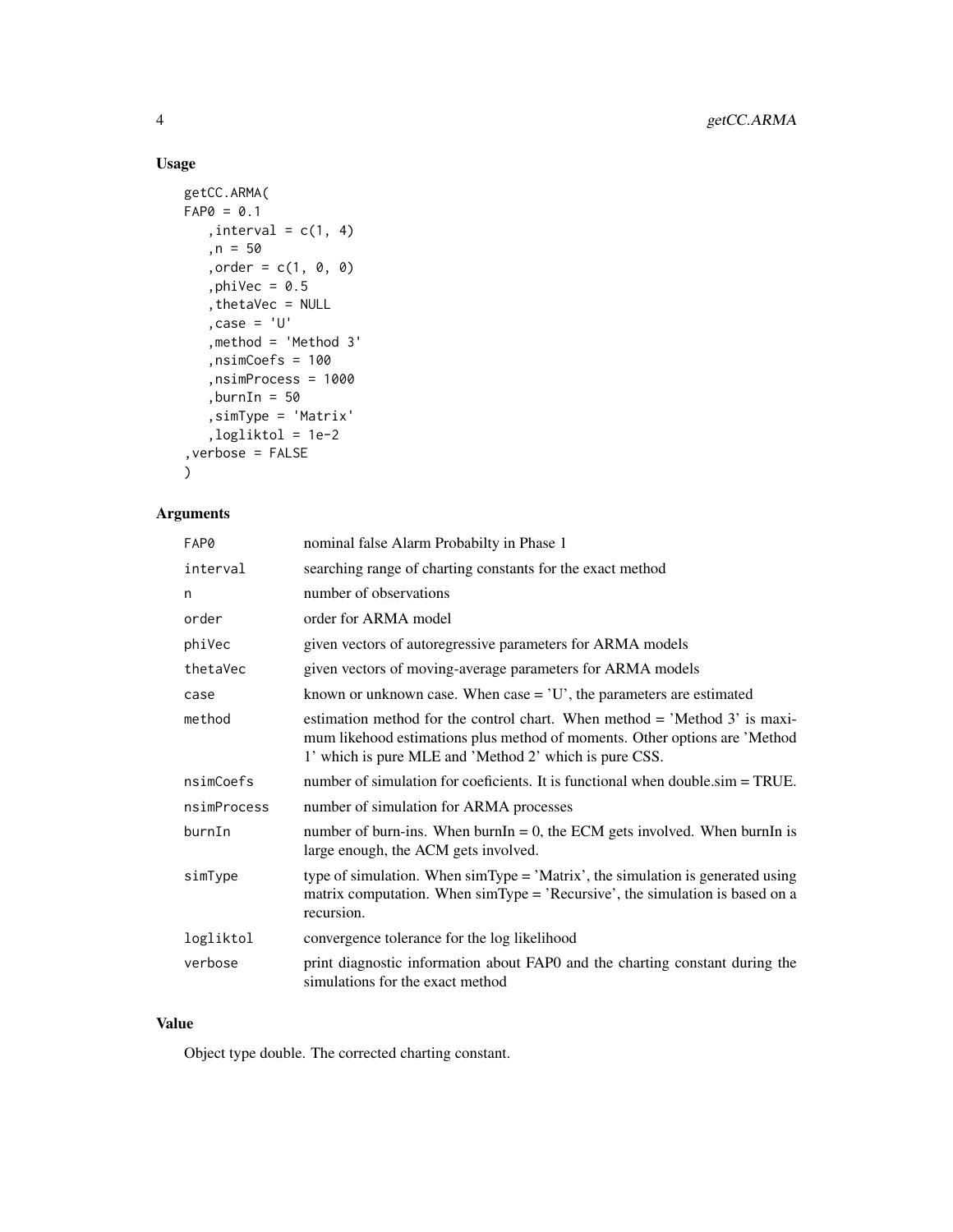## Usage

```
getCC.ARMA(
FAP0 = 0.1
   ,interval = c(1, 4)
   ,n = 50
   ,order = c(1, 0, 0)
   ,phiVec = 0.5
   ,thetaVec = NULL
   ,case = 'U'
   ,method = 'Method 3'
   ,nsimCoefs = 100
   ,nsimProcess = 1000
   ,burnIn = 50
   ,simType = 'Matrix'
   ,logliktol = 1e-2
,verbose = FALSE
)
```

## Arguments

| | |
|---|---|
| FAP0 | nominal false Alarm Probabilty in Phase 1 |
| interval | searching range of charting constants for the exact method |
| n | number of observations |
| order | order for ARMA model |
| phiVec | given vectors of autoregressive parameters for ARMA models |
| thetaVec | given vectors of moving-average parameters for ARMA models |
| case | known or unknown case. When case = 'U', the parameters are estimated |
| method | estimation method for the control chart. When method = 'Method 3' is maximum likehood estimations plus method of moments. Other options are 'Method 1' which is pure MLE and 'Method 2' which is pure CSS. |
| nsimCoefs | number of simulation for coeficients. It is functional when double.sim = TRUE. |
| nsimProcess | number of simulation for ARMA processes |
| burnIn | number of burn-ins. When burnIn = 0, the ECM gets involved. When burnIn is large enough, the ACM gets involved. |
| simType | type of simulation. When simType = 'Matrix', the simulation is generated using matrix computation. When simType = 'Recursive', the simulation is based on a recursion. |
| logliktol | convergence tolerance for the log likelihood |
| verbose | print diagnostic information about FAP0 and the charting constant during the simulations for the exact method |

## Value

Object type double. The corrected charting constant.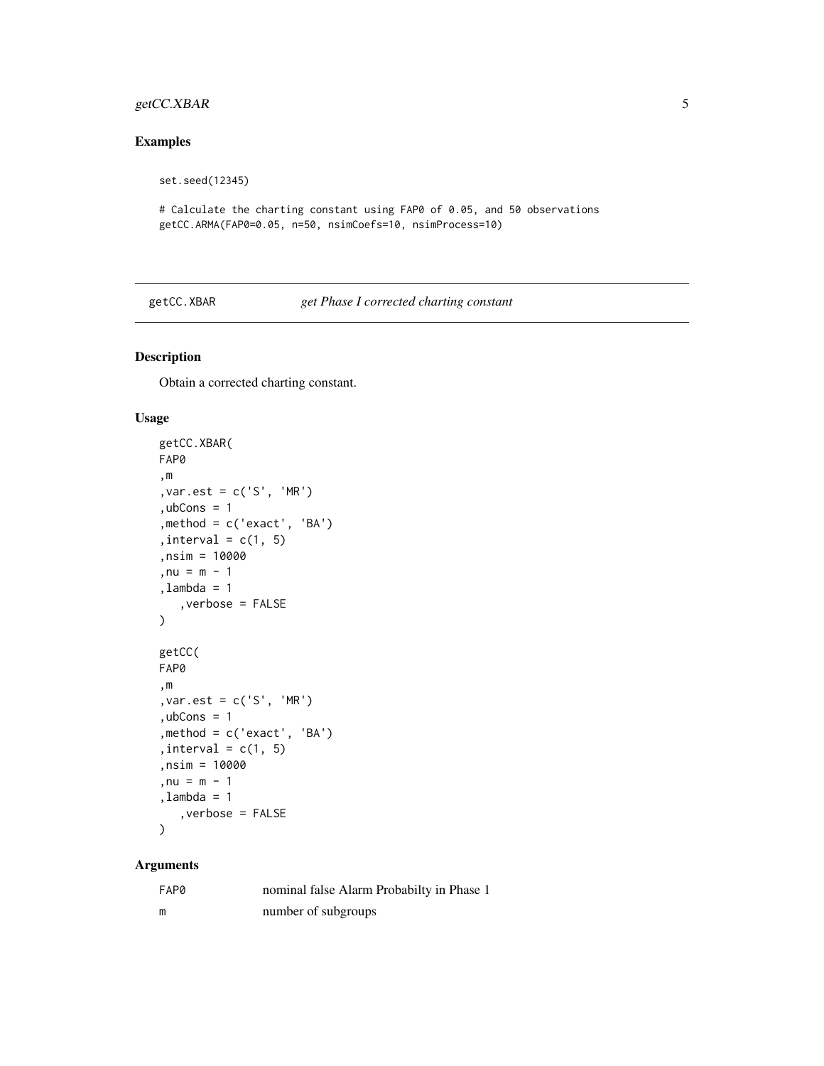## Examples

```
set.seed(12345)

# Calculate the charting constant using FAP0 of 0.05, and 50 observations
getCC.ARMA(FAP0=0.05, n=50, nsimCoefs=10, nsimProcess=10)
```

---

getCC.XBAR *get Phase I corrected charting constant*

---

## Description

Obtain a corrected charting constant.

## Usage

```
getCC.XBAR(
FAP0
,m
,var.est = c('S', 'MR')
,ubCons = 1
,method = c('exact', 'BA')
,interval = c(1, 5)
,nsim = 10000
,nu = m - 1
,lambda = 1
   ,verbose = FALSE
)

getCC(
FAP0
,m
,var.est = c('S', 'MR')
,ubCons = 1
,method = c('exact', 'BA')
,interval = c(1, 5)
,nsim = 10000
,nu = m - 1
,lambda = 1
   ,verbose = FALSE
)
```

## Arguments

| | |
|---|---|
| FAP0 | nominal false Alarm Probabilty in Phase 1 |
| m | number of subgroups |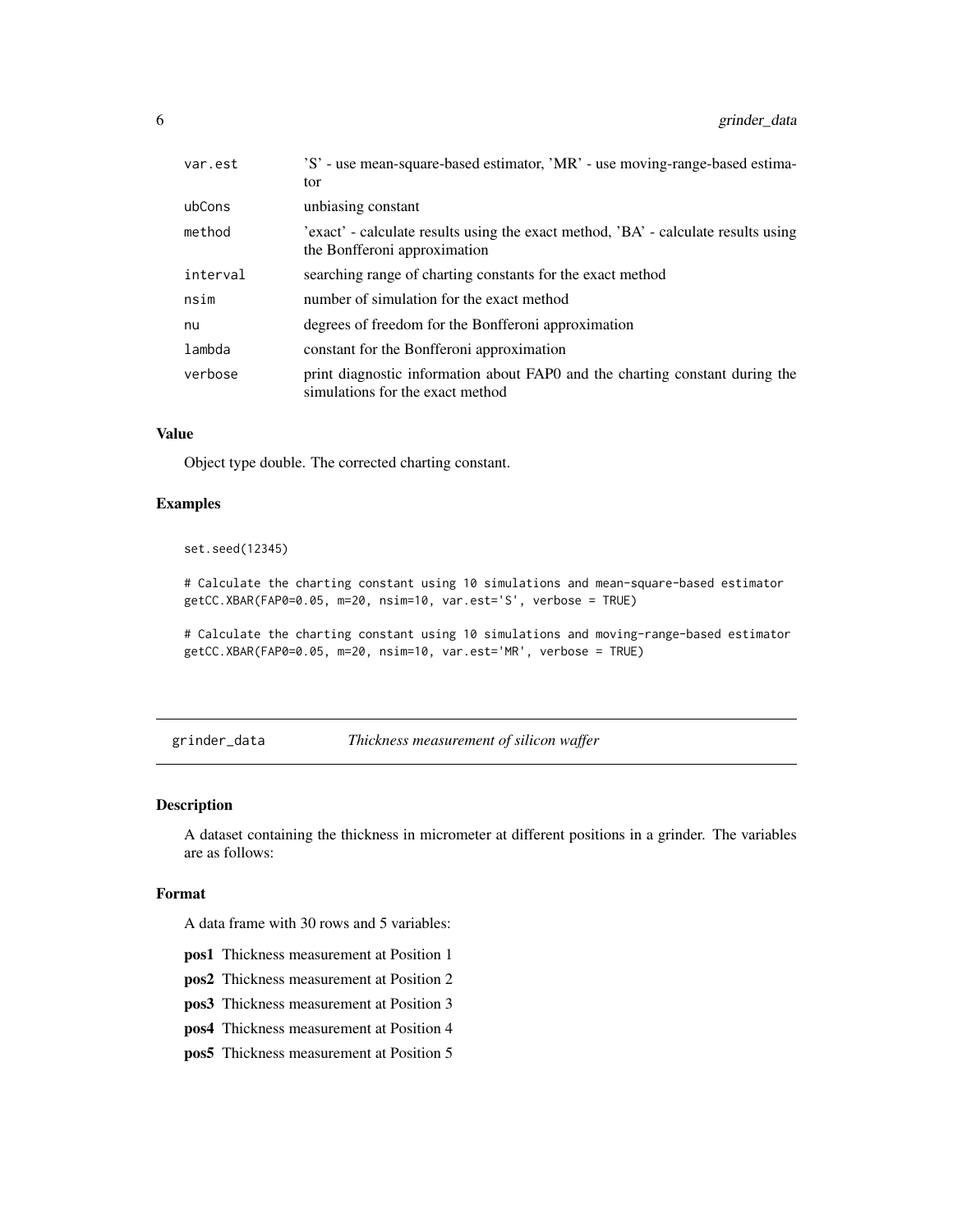| | |
|---|---|
| var.est | 'S' - use mean-square-based estimator, 'MR' - use moving-range-based estimator |
| ubCons | unbiasing constant |
| method | 'exact' - calculate results using the exact method, 'BA' - calculate results using the Bonfferoni approximation |
| interval | searching range of charting constants for the exact method |
| nsim | number of simulation for the exact method |
| nu | degrees of freedom for the Bonfferoni approximation |
| lambda | constant for the Bonfferoni approximation |
| verbose | print diagnostic information about FAP0 and the charting constant during the simulations for the exact method |

### Value

Object type double. The corrected charting constant.

### Examples

```
set.seed(12345)

# Calculate the charting constant using 10 simulations and mean-square-based estimator
getCC.XBAR(FAP0=0.05, m=20, nsim=10, var.est='S', verbose = TRUE)

# Calculate the charting constant using 10 simulations and moving-range-based estimator
getCC.XBAR(FAP0=0.05, m=20, nsim=10, var.est='MR', verbose = TRUE)
```

---

## grinder_data — *Thickness measurement of silicon waffer*

### Description

A dataset containing the thickness in micrometer at different positions in a grinder. The variables are as follows:

### Format

A data frame with 30 rows and 5 variables:

**pos1** Thickness measurement at Position 1

**pos2** Thickness measurement at Position 2

**pos3** Thickness measurement at Position 3

**pos4** Thickness measurement at Position 4

**pos5** Thickness measurement at Position 5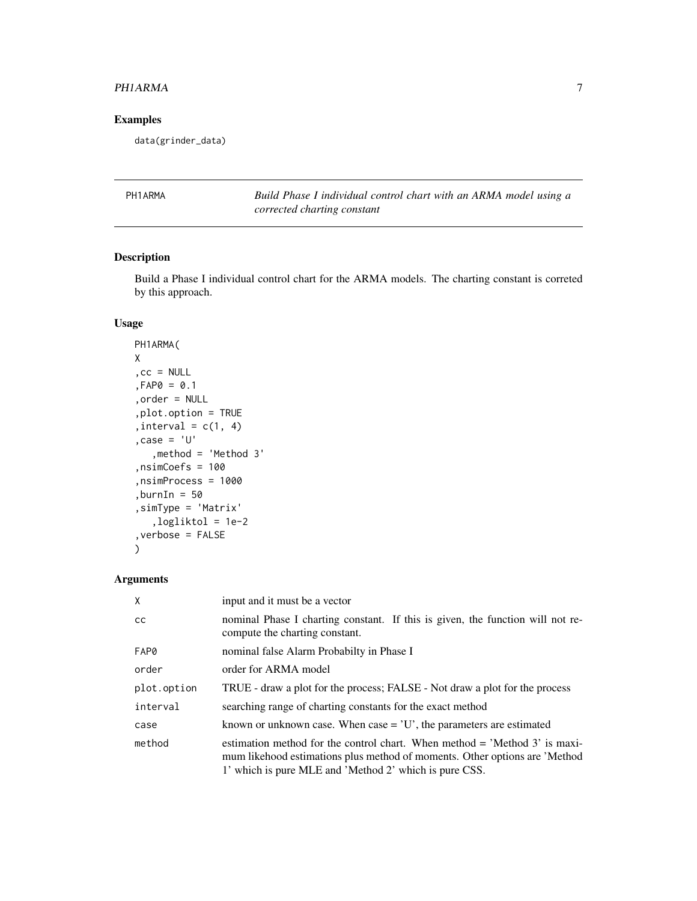## Examples

```
data(grinder_data)
```

---

PH1ARMA *Build Phase I individual control chart with an ARMA model using a corrected charting constant*

---

## Description

Build a Phase I individual control chart for the ARMA models. The charting constant is correted by this approach.

## Usage

```
PH1ARMA(
X
,cc = NULL
,FAP0 = 0.1
,order = NULL
,plot.option = TRUE
,interval = c(1, 4)
,case = 'U'
   ,method = 'Method 3'
,nsimCoefs = 100
,nsimProcess = 1000
,burnIn = 50
,simType = 'Matrix'
   ,logliktol = 1e-2
,verbose = FALSE
)
```

## Arguments

| | |
|---|---|
| X | input and it must be a vector |
| cc | nominal Phase I charting constant. If this is given, the function will not re-compute the charting constant. |
| FAP0 | nominal false Alarm Probabilty in Phase I |
| order | order for ARMA model |
| plot.option | TRUE - draw a plot for the process; FALSE - Not draw a plot for the process |
| interval | searching range of charting constants for the exact method |
| case | known or unknown case. When case = 'U', the parameters are estimated |
| method | estimation method for the control chart. When method = 'Method 3' is maximum likehood estimations plus method of moments. Other options are 'Method 1' which is pure MLE and 'Method 2' which is pure CSS. |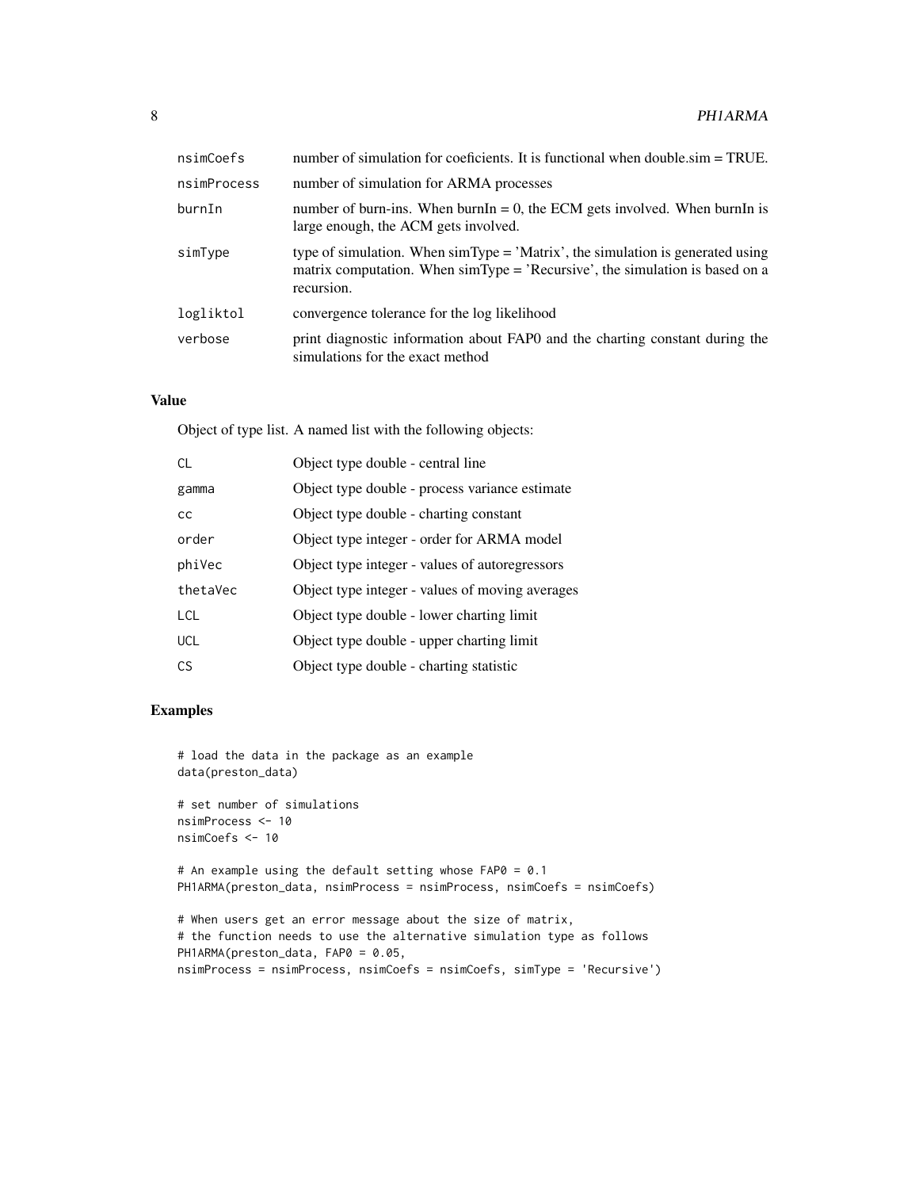| | |
|---|---|
| nsimCoefs | number of simulation for coeficients. It is functional when double.sim = TRUE. |
| nsimProcess | number of simulation for ARMA processes |
| burnIn | number of burn-ins. When burnIn = 0, the ECM gets involved. When burnIn is large enough, the ACM gets involved. |
| simType | type of simulation. When simType = 'Matrix', the simulation is generated using matrix computation. When simType = 'Recursive', the simulation is based on a recursion. |
| logliktol | convergence tolerance for the log likelihood |
| verbose | print diagnostic information about FAP0 and the charting constant during the simulations for the exact method |

### Value

Object of type list. A named list with the following objects:

| | |
|---|---|
| CL | Object type double - central line |
| gamma | Object type double - process variance estimate |
| cc | Object type double - charting constant |
| order | Object type integer - order for ARMA model |
| phiVec | Object type integer - values of autoregressors |
| thetaVec | Object type integer - values of moving averages |
| LCL | Object type double - lower charting limit |
| UCL | Object type double - upper charting limit |
| CS | Object type double - charting statistic |

### Examples

```
# load the data in the package as an example
data(preston_data)

# set number of simulations
nsimProcess <- 10
nsimCoefs <- 10

# An example using the default setting whose FAP0 = 0.1
PH1ARMA(preston_data, nsimProcess = nsimProcess, nsimCoefs = nsimCoefs)

# When users get an error message about the size of matrix,
# the function needs to use the alternative simulation type as follows
PH1ARMA(preston_data, FAP0 = 0.05,
nsimProcess = nsimProcess, nsimCoefs = nsimCoefs, simType = 'Recursive')
```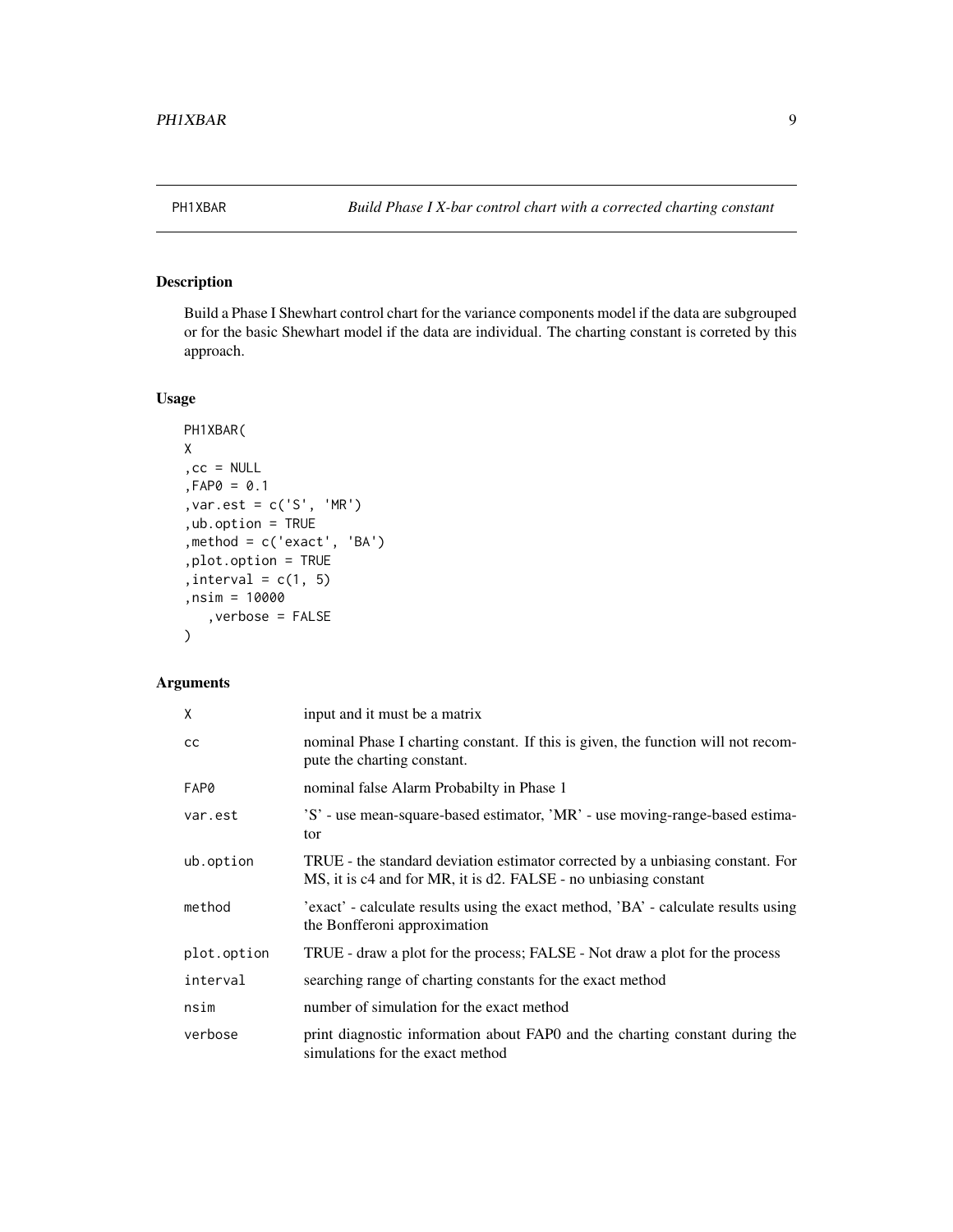## PH1XBAR — *Build Phase I X-bar control chart with a corrected charting constant*

### Description

Build a Phase I Shewhart control chart for the variance components model if the data are subgrouped or for the basic Shewhart model if the data are individual. The charting constant is correted by this approach.

### Usage

```
PH1XBAR(
X
,cc = NULL
,FAP0 = 0.1
,var.est = c('S', 'MR')
,ub.option = TRUE
,method = c('exact', 'BA')
,plot.option = TRUE
,interval = c(1, 5)
,nsim = 10000
   ,verbose = FALSE
)
```

### Arguments

| | |
|---|---|
| X | input and it must be a matrix |
| cc | nominal Phase I charting constant. If this is given, the function will not recompute the charting constant. |
| FAP0 | nominal false Alarm Probabilty in Phase 1 |
| var.est | 'S' - use mean-square-based estimator, 'MR' - use moving-range-based estimator |
| ub.option | TRUE - the standard deviation estimator corrected by a unbiasing constant. For MS, it is c4 and for MR, it is d2. FALSE - no unbiasing constant |
| method | 'exact' - calculate results using the exact method, 'BA' - calculate results using the Bonferroni approximation |
| plot.option | TRUE - draw a plot for the process; FALSE - Not draw a plot for the process |
| interval | searching range of charting constants for the exact method |
| nsim | number of simulation for the exact method |
| verbose | print diagnostic information about FAP0 and the charting constant during the simulations for the exact method |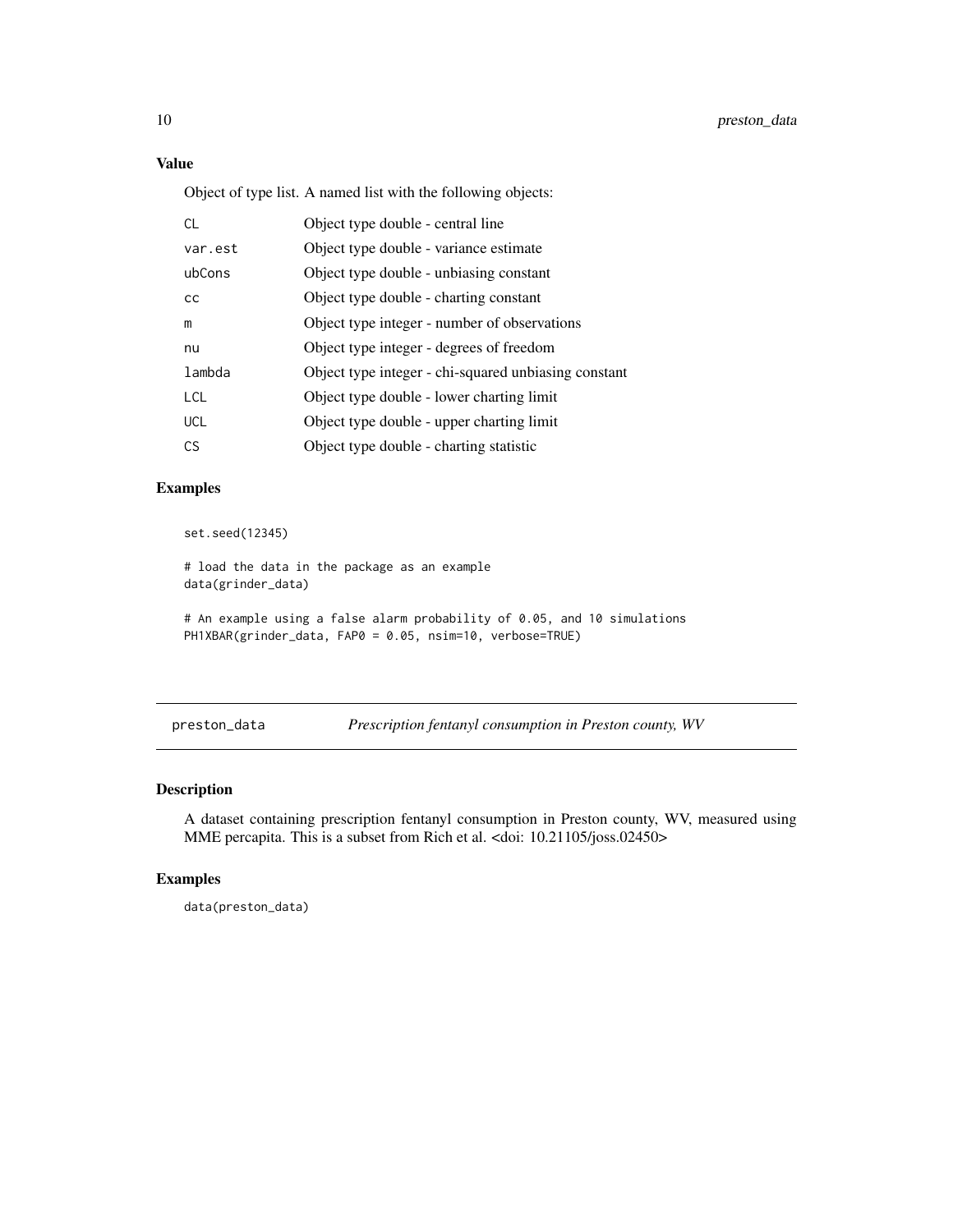### Value

Object of type list. A named list with the following objects:

| | |
|---|---|
| CL | Object type double - central line |
| var.est | Object type double - variance estimate |
| ubCons | Object type double - unbiasing constant |
| cc | Object type double - charting constant |
| m | Object type integer - number of observations |
| nu | Object type integer - degrees of freedom |
| lambda | Object type integer - chi-squared unbiasing constant |
| LCL | Object type double - lower charting limit |
| UCL | Object type double - upper charting limit |
| CS | Object type double - charting statistic |

### Examples

```
set.seed(12345)

# load the data in the package as an example
data(grinder_data)

# An example using a false alarm probability of 0.05, and 10 simulations
PH1XBAR(grinder_data, FAP0 = 0.05, nsim=10, verbose=TRUE)
```

---

## preston_data &emsp; *Prescription fentanyl consumption in Preston county, WV*

---

### Description

A dataset containing prescription fentanyl consumption in Preston county, WV, measured using MME percapita. This is a subset from Rich et al. <doi: 10.21105/joss.02450>

### Examples

```
data(preston_data)
```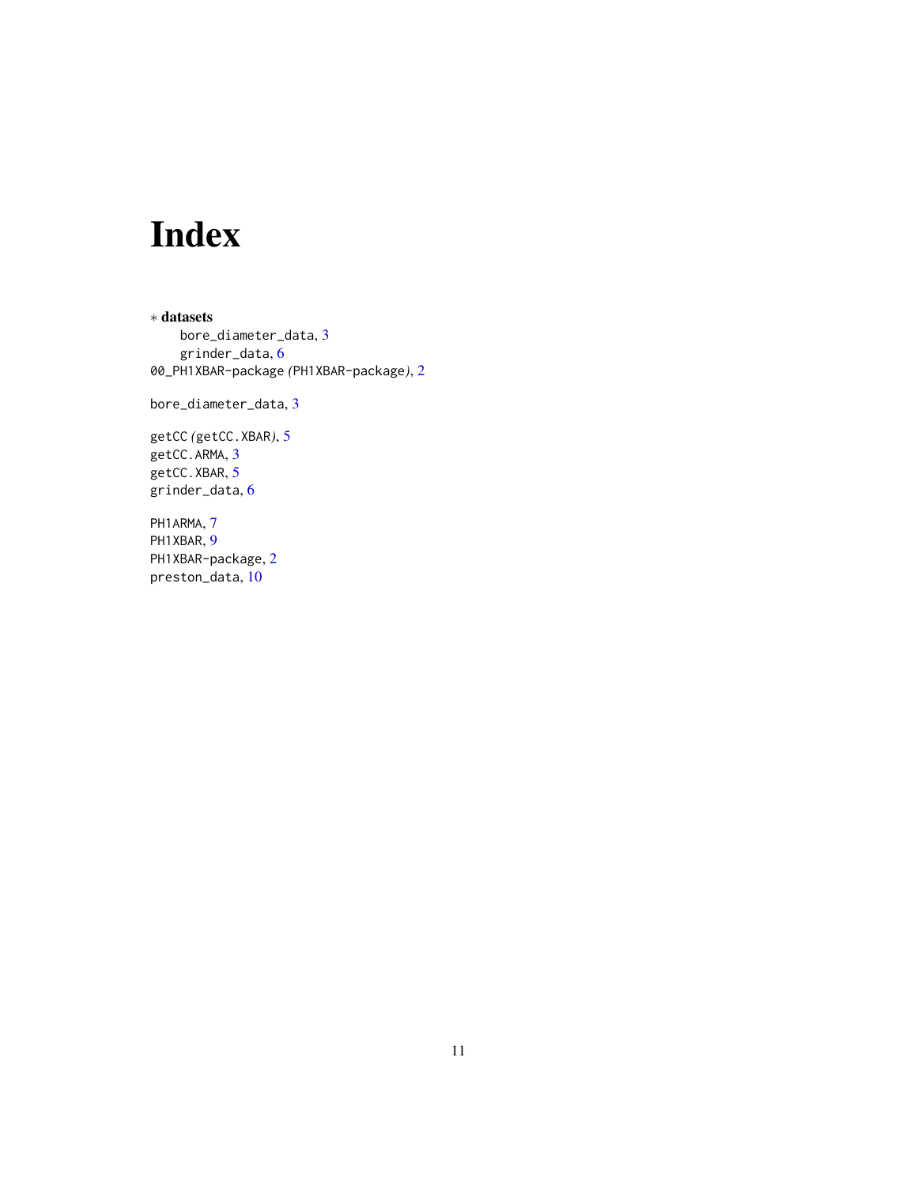# Index

∗ **datasets**
    bore_diameter_data, 3
    grinder_data, 6

00_PH1XBAR-package *(*PH1XBAR-package*)*, 2

bore_diameter_data, 3

getCC *(*getCC.XBAR*)*, 5
getCC.ARMA, 3
getCC.XBAR, 5
grinder_data, 6

PH1ARMA, 7
PH1XBAR, 9
PH1XBAR-package, 2
preston_data, 10